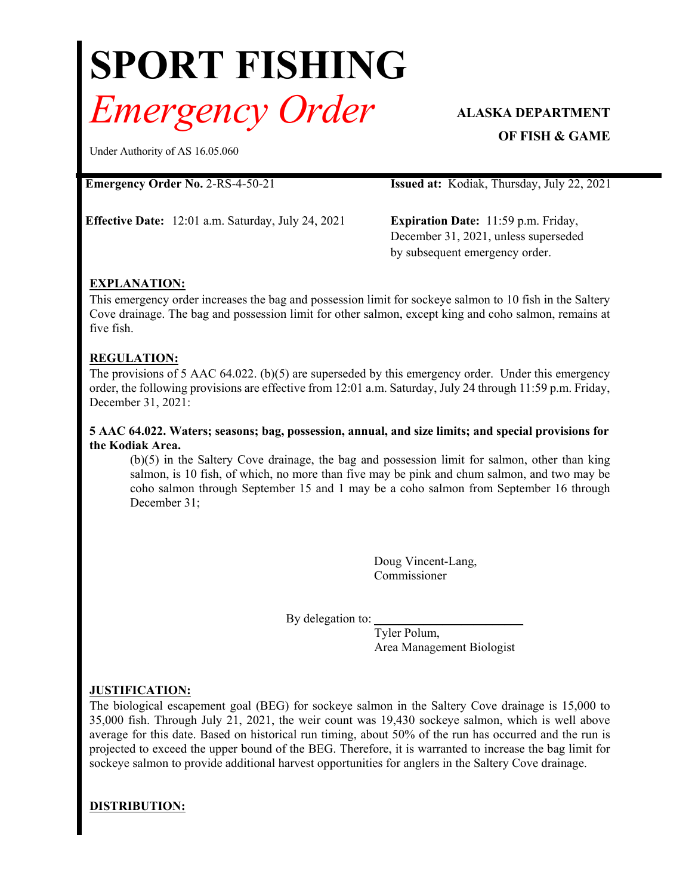# SPORT FISHING

# *Emergency Order*

**ALASKA DEPARTMENT OF FISH & GAME**

Under Authority of AS 16.05.060

**Emergency Order No.** 2-RS-4-50-21

**Issued at:** Kodiak, Thursday, July 22, 2021

**Effective Date:** 12:01 a.m. Saturday, July 24, 2021

**Expiration Date:** 11:59 p.m. Friday, December 31, 2021, unless superseded by subsequent emergency order.

## EXPLANATION:

This emergency order increases the bag and possession limit for sockeye salmon to 10 fish in the Saltery Cove drainage. The bag and possession limit for other salmon, except king and coho salmon, remains at five fish.

## REGULATION:

The provisions of 5 AAC 64.022. (b)(5) are superseded by this emergency order. Under this emergency order, the following provisions are effective from 12:01 a.m. Saturday, July 24 through 11:59 p.m. Friday, December 31, 2021:

**5 AAC 64.022. Waters; seasons; bag, possession, annual, and size limits; and special provisions for the Kodiak Area.**

(b)(5) in the Saltery Cove drainage, the bag and possession limit for salmon, other than king salmon, is 10 fish, of which, no more than five may be pink and chum salmon, and two may be coho salmon through September 15 and 1 may be a coho salmon from September 16 through December 31;

Doug Vincent-Lang,
Commissioner

By delegation to: \_\_\_\_\_\_\_\_\_\_\_\_\_\_\_\_\_\_\_\_\_\_\_\_
Tyler Polum,
Area Management Biologist

## JUSTIFICATION:

The biological escapement goal (BEG) for sockeye salmon in the Saltery Cove drainage is 15,000 to 35,000 fish. Through July 21, 2021, the weir count was 19,430 sockeye salmon, which is well above average for this date. Based on historical run timing, about 50% of the run has occurred and the run is projected to exceed the upper bound of the BEG. Therefore, it is warranted to increase the bag limit for sockeye salmon to provide additional harvest opportunities for anglers in the Saltery Cove drainage.

## DISTRIBUTION: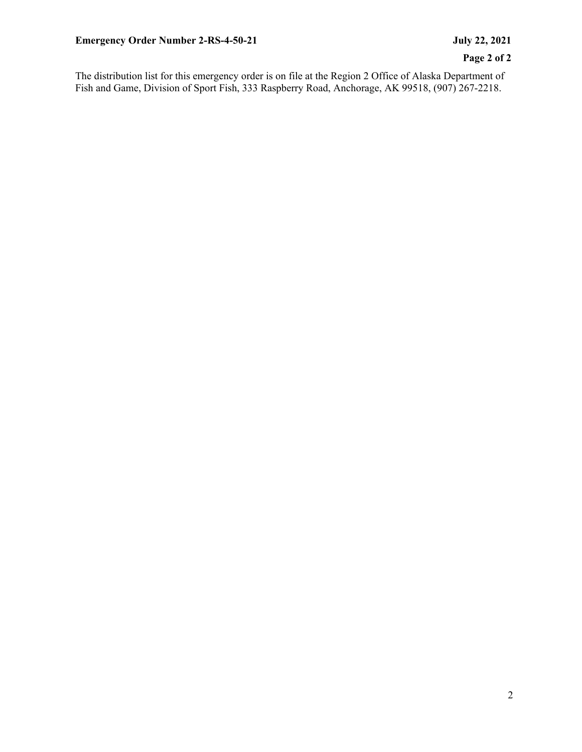The distribution list for this emergency order is on file at the Region 2 Office of Alaska Department of Fish and Game, Division of Sport Fish, 333 Raspberry Road, Anchorage, AK 99518, (907) 267-2218.